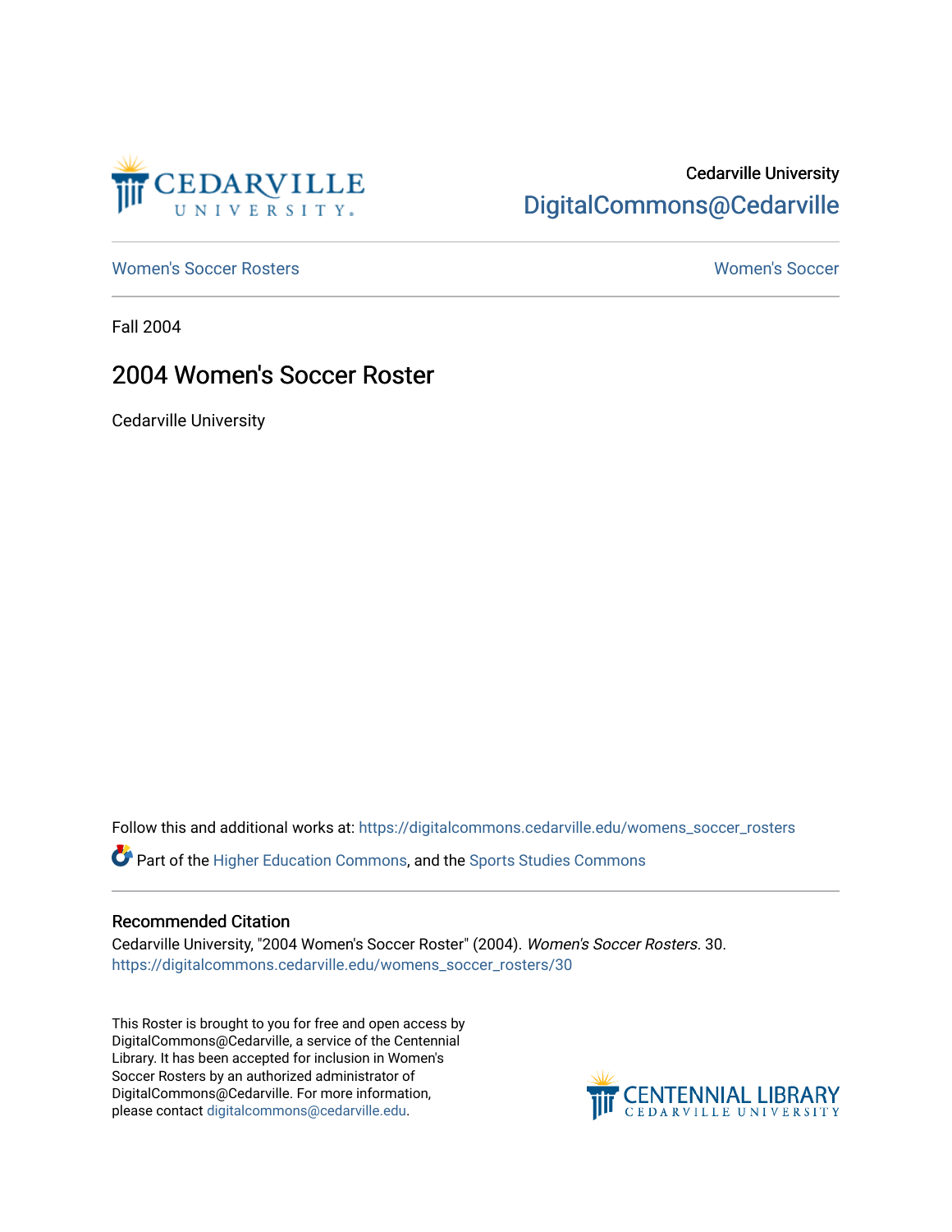Cedarville University

DigitalCommons@Cedarville

Women's Soccer Rosters

Women's Soccer

Fall 2004

# 2004 Women's Soccer Roster

Cedarville University

Follow this and additional works at: https://digitalcommons.cedarville.edu/womens_soccer_rosters

Part of the Higher Education Commons, and the Sports Studies Commons

### Recommended Citation

Cedarville University, "2004 Women's Soccer Roster" (2004). *Women's Soccer Rosters*. 30.
https://digitalcommons.cedarville.edu/womens_soccer_rosters/30

This Roster is brought to you for free and open access by DigitalCommons@Cedarville, a service of the Centennial Library. It has been accepted for inclusion in Women's Soccer Rosters by an authorized administrator of DigitalCommons@Cedarville. For more information, please contact digitalcommons@cedarville.edu.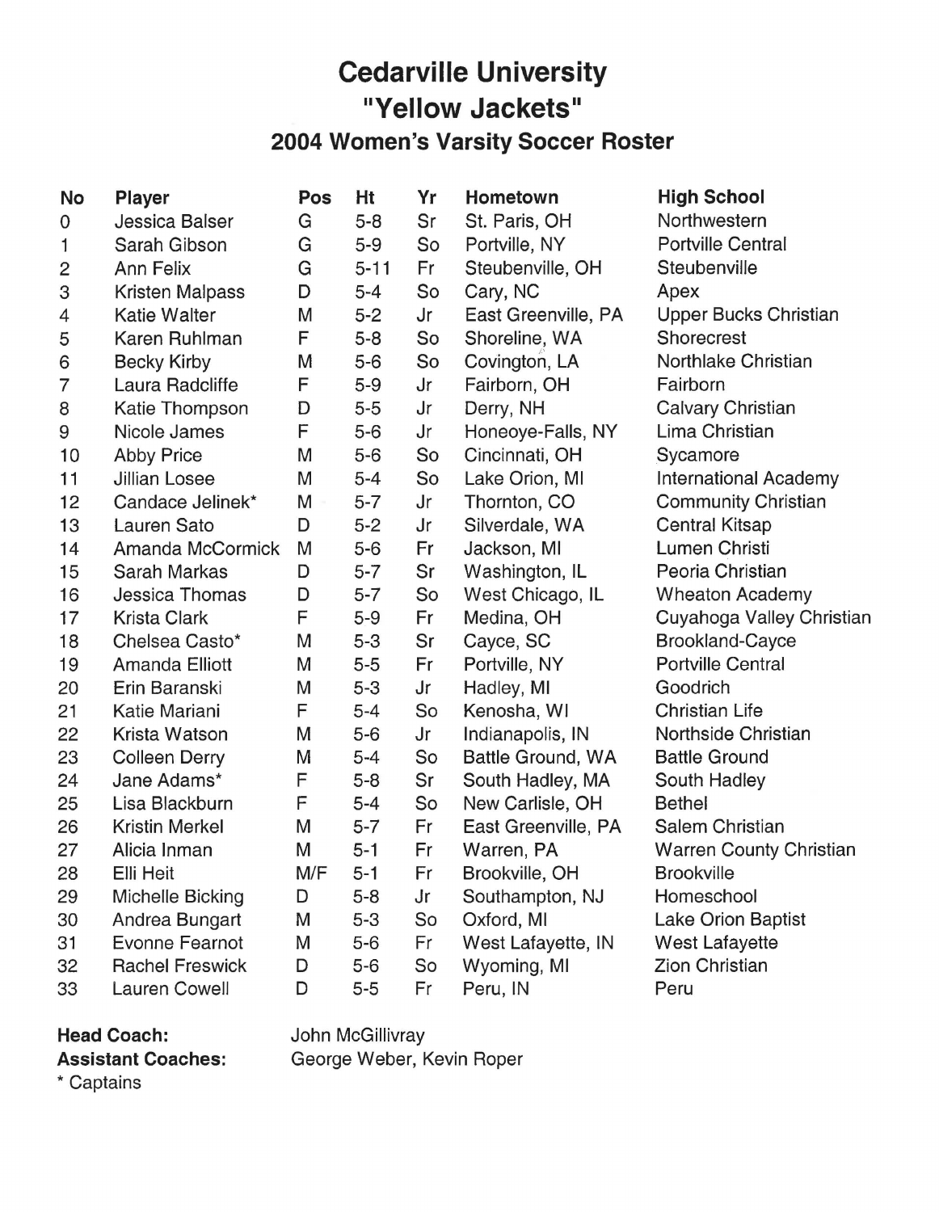# Cedarville University
# "Yellow Jackets"
## 2004 Women's Varsity Soccer Roster

| No | Player | Pos | Ht | Yr | Hometown | High School |
|---|---|---|---|---|---|---|
| 0 | Jessica Balser | G | 5-8 | Sr | St. Paris, OH | Northwestern |
| 1 | Sarah Gibson | G | 5-9 | So | Portville, NY | Portville Central |
| 2 | Ann Felix | G | 5-11 | Fr | Steubenville, OH | Steubenville |
| 3 | Kristen Malpass | D | 5-4 | So | Cary, NC | Apex |
| 4 | Katie Walter | M | 5-2 | Jr | East Greenville, PA | Upper Bucks Christian |
| 5 | Karen Ruhlman | F | 5-8 | So | Shoreline, WA | Shorecrest |
| 6 | Becky Kirby | M | 5-6 | So | Covington, LA | Northlake Christian |
| 7 | Laura Radcliffe | F | 5-9 | Jr | Fairborn, OH | Fairborn |
| 8 | Katie Thompson | D | 5-5 | Jr | Derry, NH | Calvary Christian |
| 9 | Nicole James | F | 5-6 | Jr | Honeoye-Falls, NY | Lima Christian |
| 10 | Abby Price | M | 5-6 | So | Cincinnati, OH | Sycamore |
| 11 | Jillian Losee | M | 5-4 | So | Lake Orion, MI | International Academy |
| 12 | Candace Jelinek* | M | 5-7 | Jr | Thornton, CO | Community Christian |
| 13 | Lauren Sato | D | 5-2 | Jr | Silverdale, WA | Central Kitsap |
| 14 | Amanda McCormick | M | 5-6 | Fr | Jackson, MI | Lumen Christi |
| 15 | Sarah Markas | D | 5-7 | Sr | Washington, IL | Peoria Christian |
| 16 | Jessica Thomas | D | 5-7 | So | West Chicago, IL | Wheaton Academy |
| 17 | Krista Clark | F | 5-9 | Fr | Medina, OH | Cuyahoga Valley Christian |
| 18 | Chelsea Casto* | M | 5-3 | Sr | Cayce, SC | Brookland-Cayce |
| 19 | Amanda Elliott | M | 5-5 | Fr | Portville, NY | Portville Central |
| 20 | Erin Baranski | M | 5-3 | Jr | Hadley, MI | Goodrich |
| 21 | Katie Mariani | F | 5-4 | So | Kenosha, WI | Christian Life |
| 22 | Krista Watson | M | 5-6 | Jr | Indianapolis, IN | Northside Christian |
| 23 | Colleen Derry | M | 5-4 | So | Battle Ground, WA | Battle Ground |
| 24 | Jane Adams* | F | 5-8 | Sr | South Hadley, MA | South Hadley |
| 25 | Lisa Blackburn | F | 5-4 | So | New Carlisle, OH | Bethel |
| 26 | Kristin Merkel | M | 5-7 | Fr | East Greenville, PA | Salem Christian |
| 27 | Alicia Inman | M | 5-1 | Fr | Warren, PA | Warren County Christian |
| 28 | Elli Heit | M/F | 5-1 | Fr | Brookville, OH | Brookville |
| 29 | Michelle Bicking | D | 5-8 | Jr | Southampton, NJ | Homeschool |
| 30 | Andrea Bungart | M | 5-3 | So | Oxford, MI | Lake Orion Baptist |
| 31 | Evonne Fearnot | M | 5-6 | Fr | West Lafayette, IN | West Lafayette |
| 32 | Rachel Freswick | D | 5-6 | So | Wyoming, MI | Zion Christian |
| 33 | Lauren Cowell | D | 5-5 | Fr | Peru, IN | Peru |

**Head Coach:** John McGillivray
**Assistant Coaches:** George Weber, Kevin Roper
* Captains